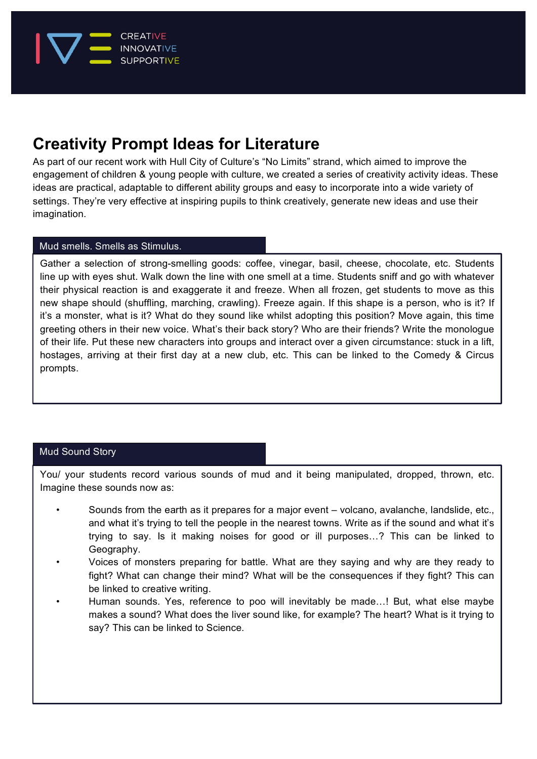CREATIVE
INNOVATIVE
SUPPORTIVE

# Creativity Prompt Ideas for Literature

As part of our recent work with Hull City of Culture's "No Limits" strand, which aimed to improve the engagement of children & young people with culture, we created a series of creativity activity ideas. These ideas are practical, adaptable to different ability groups and easy to incorporate into a wide variety of settings. They're very effective at inspiring pupils to think creatively, generate new ideas and use their imagination.

## Mud smells. Smells as Stimulus.

Gather a selection of strong-smelling goods: coffee, vinegar, basil, cheese, chocolate, etc. Students line up with eyes shut. Walk down the line with one smell at a time. Students sniff and go with whatever their physical reaction is and exaggerate it and freeze. When all frozen, get students to move as this new shape should (shuffling, marching, crawling). Freeze again. If this shape is a person, who is it? If it's a monster, what is it? What do they sound like whilst adopting this position? Move again, this time greeting others in their new voice. What's their back story? Who are their friends? Write the monologue of their life. Put these new characters into groups and interact over a given circumstance: stuck in a lift, hostages, arriving at their first day at a new club, etc. This can be linked to the Comedy & Circus prompts.

## Mud Sound Story

You/ your students record various sounds of mud and it being manipulated, dropped, thrown, etc. Imagine these sounds now as:

- Sounds from the earth as it prepares for a major event – volcano, avalanche, landslide, etc., and what it's trying to tell the people in the nearest towns. Write as if the sound and what it's trying to say. Is it making noises for good or ill purposes…? This can be linked to Geography.
- Voices of monsters preparing for battle. What are they saying and why are they ready to fight? What can change their mind? What will be the consequences if they fight? This can be linked to creative writing.
- Human sounds. Yes, reference to poo will inevitably be made…! But, what else maybe makes a sound? What does the liver sound like, for example? The heart? What is it trying to say? This can be linked to Science.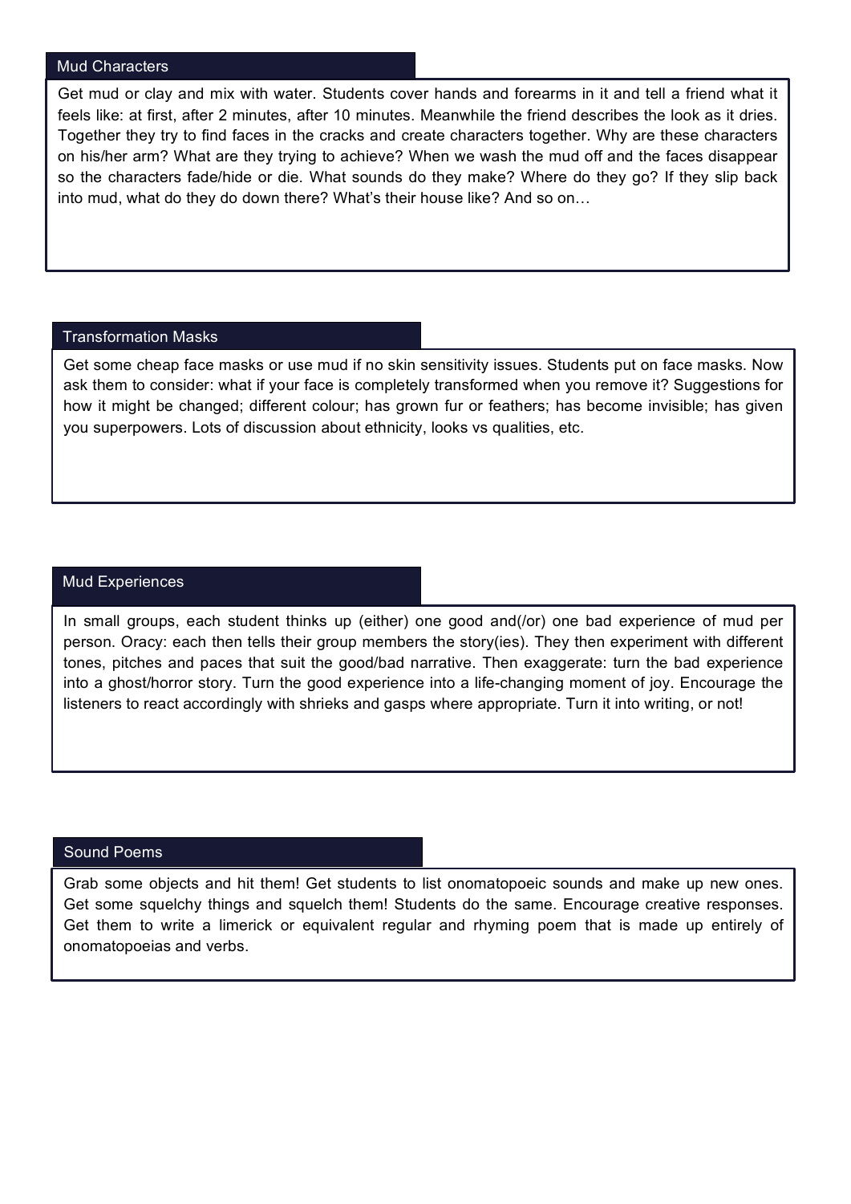## Mud Characters

Get mud or clay and mix with water. Students cover hands and forearms in it and tell a friend what it feels like: at first, after 2 minutes, after 10 minutes. Meanwhile the friend describes the look as it dries. Together they try to find faces in the cracks and create characters together. Why are these characters on his/her arm? What are they trying to achieve? When we wash the mud off and the faces disappear so the characters fade/hide or die. What sounds do they make? Where do they go? If they slip back into mud, what do they do down there? What's their house like? And so on…

## Transformation Masks

Get some cheap face masks or use mud if no skin sensitivity issues. Students put on face masks. Now ask them to consider: what if your face is completely transformed when you remove it? Suggestions for how it might be changed; different colour; has grown fur or feathers; has become invisible; has given you superpowers. Lots of discussion about ethnicity, looks vs qualities, etc.

## Mud Experiences

In small groups, each student thinks up (either) one good and(/or) one bad experience of mud per person. Oracy: each then tells their group members the story(ies). They then experiment with different tones, pitches and paces that suit the good/bad narrative. Then exaggerate: turn the bad experience into a ghost/horror story. Turn the good experience into a life-changing moment of joy. Encourage the listeners to react accordingly with shrieks and gasps where appropriate. Turn it into writing, or not!

## Sound Poems

Grab some objects and hit them! Get students to list onomatopoeic sounds and make up new ones. Get some squelchy things and squelch them! Students do the same. Encourage creative responses. Get them to write a limerick or equivalent regular and rhyming poem that is made up entirely of onomatopoeias and verbs.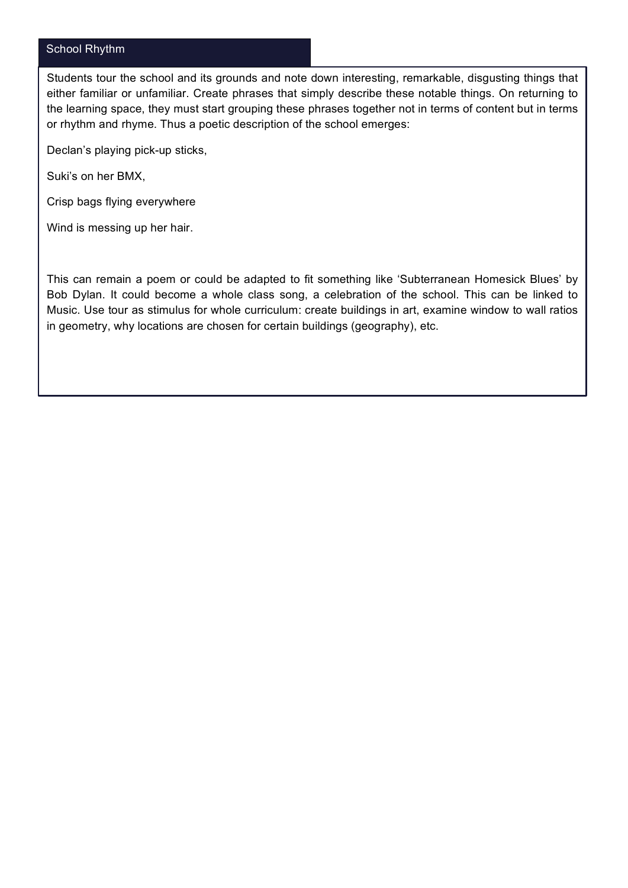## School Rhythm

Students tour the school and its grounds and note down interesting, remarkable, disgusting things that either familiar or unfamiliar. Create phrases that simply describe these notable things. On returning to the learning space, they must start grouping these phrases together not in terms of content but in terms or rhythm and rhyme. Thus a poetic description of the school emerges:

Declan's playing pick-up sticks,

Suki's on her BMX,

Crisp bags flying everywhere

Wind is messing up her hair.

This can remain a poem or could be adapted to fit something like 'Subterranean Homesick Blues' by Bob Dylan. It could become a whole class song, a celebration of the school. This can be linked to Music. Use tour as stimulus for whole curriculum: create buildings in art, examine window to wall ratios in geometry, why locations are chosen for certain buildings (geography), etc.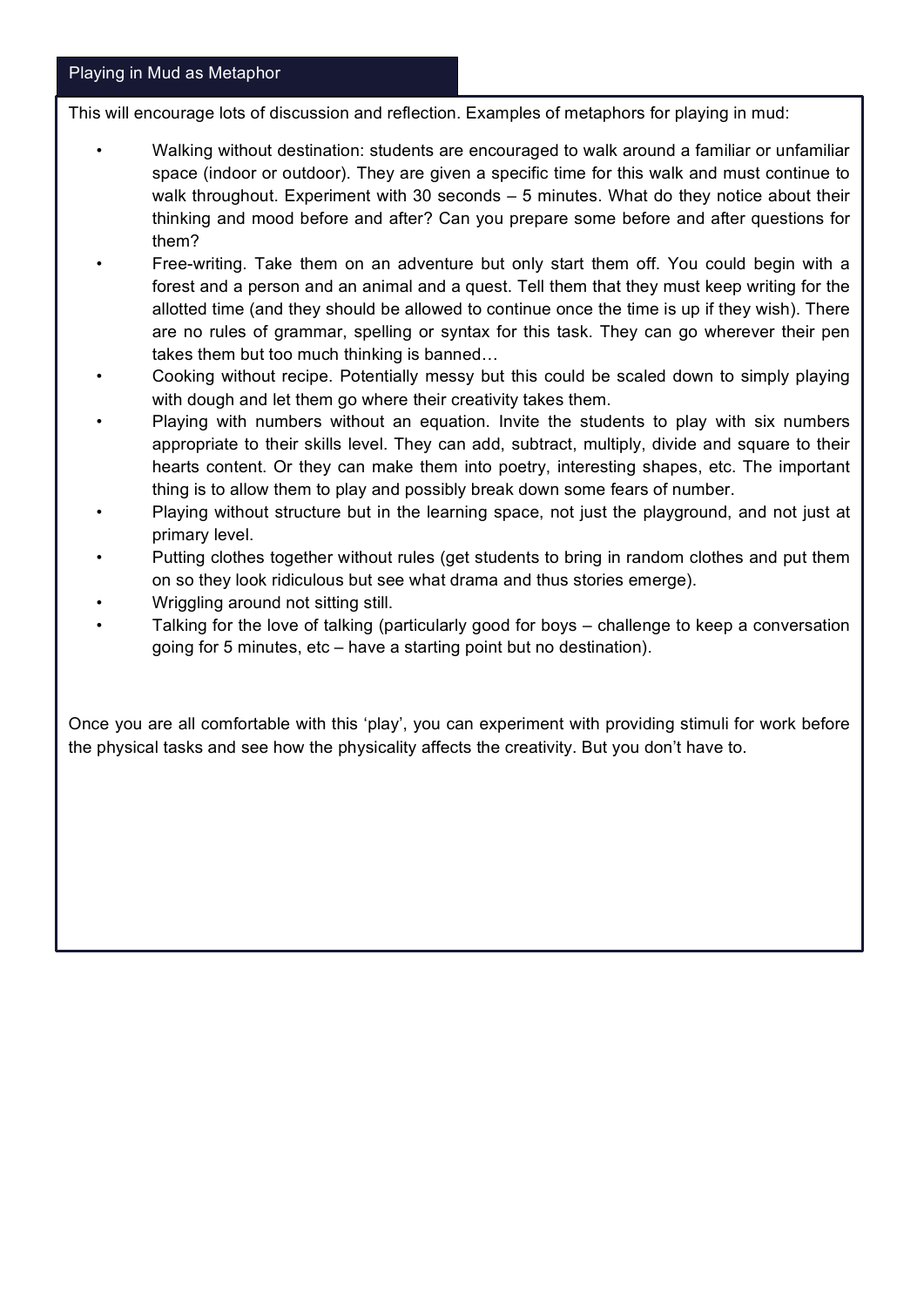## Playing in Mud as Metaphor

This will encourage lots of discussion and reflection. Examples of metaphors for playing in mud:

- Walking without destination: students are encouraged to walk around a familiar or unfamiliar space (indoor or outdoor). They are given a specific time for this walk and must continue to walk throughout. Experiment with 30 seconds – 5 minutes. What do they notice about their thinking and mood before and after? Can you prepare some before and after questions for them?
- Free-writing. Take them on an adventure but only start them off. You could begin with a forest and a person and an animal and a quest. Tell them that they must keep writing for the allotted time (and they should be allowed to continue once the time is up if they wish). There are no rules of grammar, spelling or syntax for this task. They can go wherever their pen takes them but too much thinking is banned…
- Cooking without recipe. Potentially messy but this could be scaled down to simply playing with dough and let them go where their creativity takes them.
- Playing with numbers without an equation. Invite the students to play with six numbers appropriate to their skills level. They can add, subtract, multiply, divide and square to their hearts content. Or they can make them into poetry, interesting shapes, etc. The important thing is to allow them to play and possibly break down some fears of number.
- Playing without structure but in the learning space, not just the playground, and not just at primary level.
- Putting clothes together without rules (get students to bring in random clothes and put them on so they look ridiculous but see what drama and thus stories emerge).
- Wriggling around not sitting still.
- Talking for the love of talking (particularly good for boys – challenge to keep a conversation going for 5 minutes, etc – have a starting point but no destination).

Once you are all comfortable with this 'play', you can experiment with providing stimuli for work before the physical tasks and see how the physicality affects the creativity. But you don't have to.